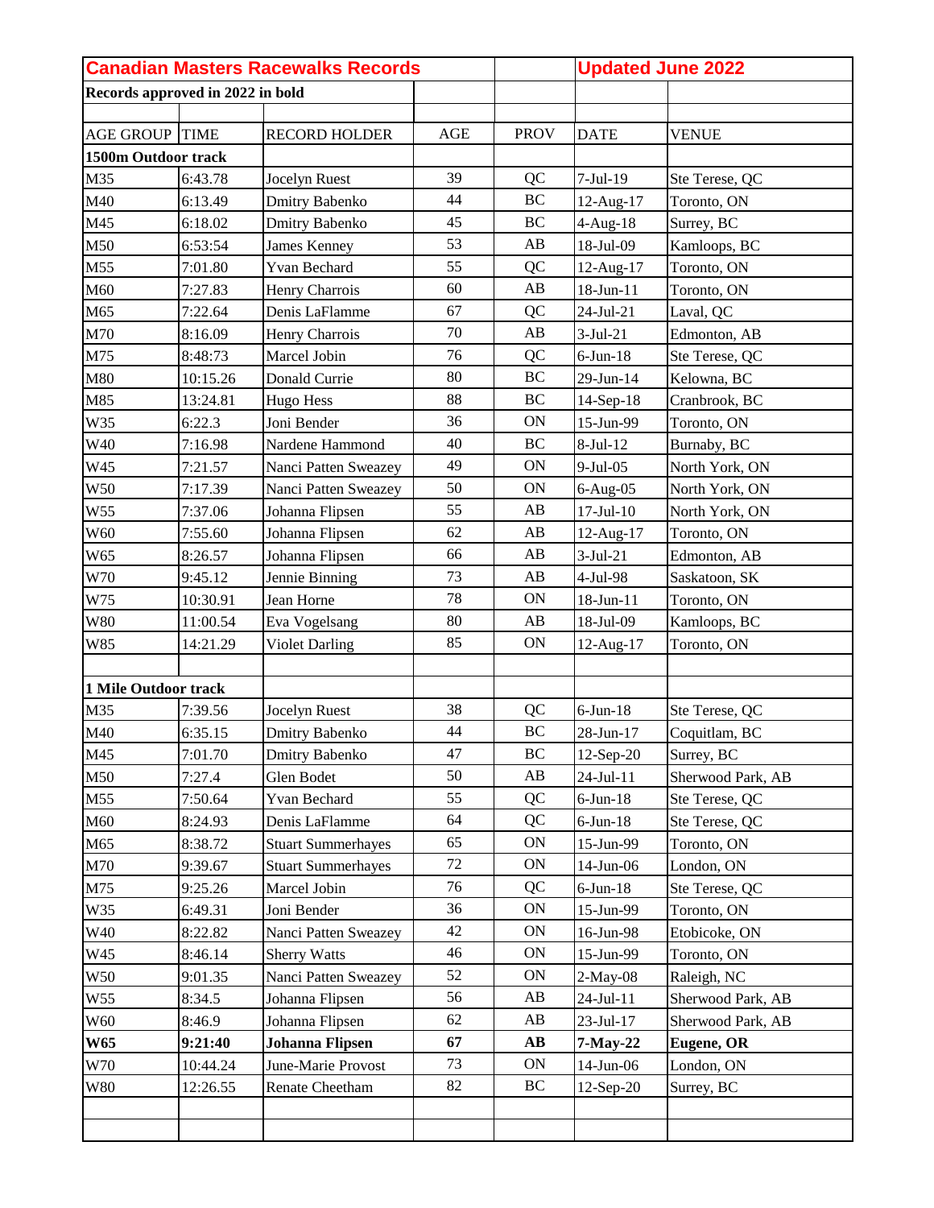| Canadian Masters Racewalks Records | | | | | Updated June 2022 | |
|---|---|---|---|---|---|---|
| **Records approved in 2022 in bold** | | | | | | |
| | | | | | | |
| AGE GROUP | TIME | RECORD HOLDER | AGE | PROV | DATE | VENUE |
| **1500m Outdoor track** | | | | | | |
| M35 | 6:43.78 | Jocelyn Ruest | 39 | QC | 7-Jul-19 | Ste Terese, QC |
| M40 | 6:13.49 | Dmitry Babenko | 44 | BC | 12-Aug-17 | Toronto, ON |
| M45 | 6:18.02 | Dmitry Babenko | 45 | BC | 4-Aug-18 | Surrey, BC |
| M50 | 6:53:54 | James Kenney | 53 | AB | 18-Jul-09 | Kamloops, BC |
| M55 | 7:01.80 | Yvan Bechard | 55 | QC | 12-Aug-17 | Toronto, ON |
| M60 | 7:27.83 | Henry Charrois | 60 | AB | 18-Jun-11 | Toronto, ON |
| M65 | 7:22.64 | Denis LaFlamme | 67 | QC | 24-Jul-21 | Laval, QC |
| M70 | 8:16.09 | Henry Charrois | 70 | AB | 3-Jul-21 | Edmonton, AB |
| M75 | 8:48:73 | Marcel Jobin | 76 | QC | 6-Jun-18 | Ste Terese, QC |
| M80 | 10:15.26 | Donald Currie | 80 | BC | 29-Jun-14 | Kelowna, BC |
| M85 | 13:24.81 | Hugo Hess | 88 | BC | 14-Sep-18 | Cranbrook, BC |
| W35 | 6:22.3 | Joni Bender | 36 | ON | 15-Jun-99 | Toronto, ON |
| W40 | 7:16.98 | Nardene Hammond | 40 | BC | 8-Jul-12 | Burnaby, BC |
| W45 | 7:21.57 | Nanci Patten Sweazey | 49 | ON | 9-Jul-05 | North York, ON |
| W50 | 7:17.39 | Nanci Patten Sweazey | 50 | ON | 6-Aug-05 | North York, ON |
| W55 | 7:37.06 | Johanna Flipsen | 55 | AB | 17-Jul-10 | North York, ON |
| W60 | 7:55.60 | Johanna Flipsen | 62 | AB | 12-Aug-17 | Toronto, ON |
| W65 | 8:26.57 | Johanna Flipsen | 66 | AB | 3-Jul-21 | Edmonton, AB |
| W70 | 9:45.12 | Jennie Binning | 73 | AB | 4-Jul-98 | Saskatoon, SK |
| W75 | 10:30.91 | Jean Horne | 78 | ON | 18-Jun-11 | Toronto, ON |
| W80 | 11:00.54 | Eva Vogelsang | 80 | AB | 18-Jul-09 | Kamloops, BC |
| W85 | 14:21.29 | Violet Darling | 85 | ON | 12-Aug-17 | Toronto, ON |
| | | | | | | |
| **1 Mile Outdoor track** | | | | | | |
| M35 | 7:39.56 | Jocelyn Ruest | 38 | QC | 6-Jun-18 | Ste Terese, QC |
| M40 | 6:35.15 | Dmitry Babenko | 44 | BC | 28-Jun-17 | Coquitlam, BC |
| M45 | 7:01.70 | Dmitry Babenko | 47 | BC | 12-Sep-20 | Surrey, BC |
| M50 | 7:27.4 | Glen Bodet | 50 | AB | 24-Jul-11 | Sherwood Park, AB |
| M55 | 7:50.64 | Yvan Bechard | 55 | QC | 6-Jun-18 | Ste Terese, QC |
| M60 | 8:24.93 | Denis LaFlamme | 64 | QC | 6-Jun-18 | Ste Terese, QC |
| M65 | 8:38.72 | Stuart Summerhayes | 65 | ON | 15-Jun-99 | Toronto, ON |
| M70 | 9:39.67 | Stuart Summerhayes | 72 | ON | 14-Jun-06 | London, ON |
| M75 | 9:25.26 | Marcel Jobin | 76 | QC | 6-Jun-18 | Ste Terese, QC |
| W35 | 6:49.31 | Joni Bender | 36 | ON | 15-Jun-99 | Toronto, ON |
| W40 | 8:22.82 | Nanci Patten Sweazey | 42 | ON | 16-Jun-98 | Etobicoke, ON |
| W45 | 8:46.14 | Sherry Watts | 46 | ON | 15-Jun-99 | Toronto, ON |
| W50 | 9:01.35 | Nanci Patten Sweazey | 52 | ON | 2-May-08 | Raleigh, NC |
| W55 | 8:34.5 | Johanna Flipsen | 56 | AB | 24-Jul-11 | Sherwood Park, AB |
| W60 | 8:46.9 | Johanna Flipsen | 62 | AB | 23-Jul-17 | Sherwood Park, AB |
| **W65** | **9:21:40** | **Johanna Flipsen** | **67** | **AB** | **7-May-22** | **Eugene, OR** |
| W70 | 10:44.24 | June-Marie Provost | 73 | ON | 14-Jun-06 | London, ON |
| W80 | 12:26.55 | Renate Cheetham | 82 | BC | 12-Sep-20 | Surrey, BC |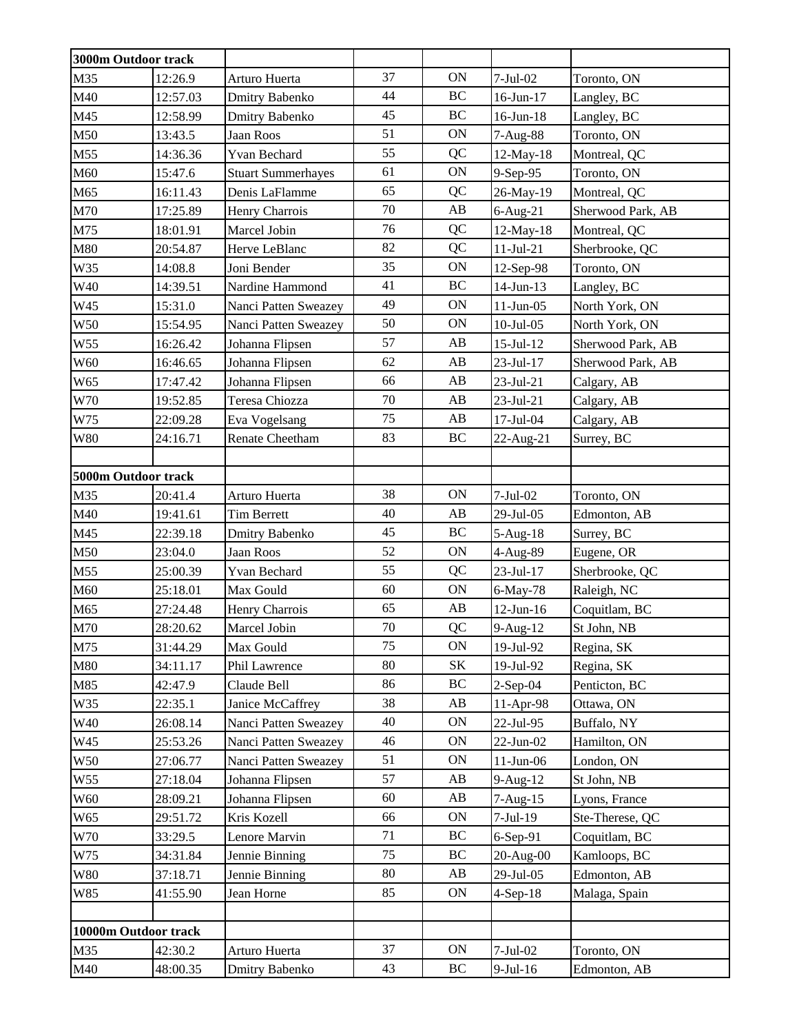| 3000m Outdoor track | | | | | | |
|---|---|---|---|---|---|---|
| M35 | 12:26.9 | Arturo Huerta | 37 | ON | 7-Jul-02 | Toronto, ON |
| M40 | 12:57.03 | Dmitry Babenko | 44 | BC | 16-Jun-17 | Langley, BC |
| M45 | 12:58.99 | Dmitry Babenko | 45 | BC | 16-Jun-18 | Langley, BC |
| M50 | 13:43.5 | Jaan Roos | 51 | ON | 7-Aug-88 | Toronto, ON |
| M55 | 14:36.36 | Yvan Bechard | 55 | QC | 12-May-18 | Montreal, QC |
| M60 | 15:47.6 | Stuart Summerhayes | 61 | ON | 9-Sep-95 | Toronto, ON |
| M65 | 16:11.43 | Denis LaFlamme | 65 | QC | 26-May-19 | Montreal, QC |
| M70 | 17:25.89 | Henry Charrois | 70 | AB | 6-Aug-21 | Sherwood Park, AB |
| M75 | 18:01.91 | Marcel Jobin | 76 | QC | 12-May-18 | Montreal, QC |
| M80 | 20:54.87 | Herve LeBlanc | 82 | QC | 11-Jul-21 | Sherbrooke, QC |
| W35 | 14:08.8 | Joni Bender | 35 | ON | 12-Sep-98 | Toronto, ON |
| W40 | 14:39.51 | Nardine Hammond | 41 | BC | 14-Jun-13 | Langley, BC |
| W45 | 15:31.0 | Nanci Patten Sweazey | 49 | ON | 11-Jun-05 | North York, ON |
| W50 | 15:54.95 | Nanci Patten Sweazey | 50 | ON | 10-Jul-05 | North York, ON |
| W55 | 16:26.42 | Johanna Flipsen | 57 | AB | 15-Jul-12 | Sherwood Park, AB |
| W60 | 16:46.65 | Johanna Flipsen | 62 | AB | 23-Jul-17 | Sherwood Park, AB |
| W65 | 17:47.42 | Johanna Flipsen | 66 | AB | 23-Jul-21 | Calgary, AB |
| W70 | 19:52.85 | Teresa Chiozza | 70 | AB | 23-Jul-21 | Calgary, AB |
| W75 | 22:09.28 | Eva Vogelsang | 75 | AB | 17-Jul-04 | Calgary, AB |
| W80 | 24:16.71 | Renate Cheetham | 83 | BC | 22-Aug-21 | Surrey, BC |
| | | | | | | |
| **5000m Outdoor track** | | | | | | |
| M35 | 20:41.4 | Arturo Huerta | 38 | ON | 7-Jul-02 | Toronto, ON |
| M40 | 19:41.61 | Tim Berrett | 40 | AB | 29-Jul-05 | Edmonton, AB |
| M45 | 22:39.18 | Dmitry Babenko | 45 | BC | 5-Aug-18 | Surrey, BC |
| M50 | 23:04.0 | Jaan Roos | 52 | ON | 4-Aug-89 | Eugene, OR |
| M55 | 25:00.39 | Yvan Bechard | 55 | QC | 23-Jul-17 | Sherbrooke, QC |
| M60 | 25:18.01 | Max Gould | 60 | ON | 6-May-78 | Raleigh, NC |
| M65 | 27:24.48 | Henry Charrois | 65 | AB | 12-Jun-16 | Coquitlam, BC |
| M70 | 28:20.62 | Marcel Jobin | 70 | QC | 9-Aug-12 | St John, NB |
| M75 | 31:44.29 | Max Gould | 75 | ON | 19-Jul-92 | Regina, SK |
| M80 | 34:11.17 | Phil Lawrence | 80 | SK | 19-Jul-92 | Regina, SK |
| M85 | 42:47.9 | Claude Bell | 86 | BC | 2-Sep-04 | Penticton, BC |
| W35 | 22:35.1 | Janice McCaffrey | 38 | AB | 11-Apr-98 | Ottawa, ON |
| W40 | 26:08.14 | Nanci Patten Sweazey | 40 | ON | 22-Jul-95 | Buffalo, NY |
| W45 | 25:53.26 | Nanci Patten Sweazey | 46 | ON | 22-Jun-02 | Hamilton, ON |
| W50 | 27:06.77 | Nanci Patten Sweazey | 51 | ON | 11-Jun-06 | London, ON |
| W55 | 27:18.04 | Johanna Flipsen | 57 | AB | 9-Aug-12 | St John, NB |
| W60 | 28:09.21 | Johanna Flipsen | 60 | AB | 7-Aug-15 | Lyons, France |
| W65 | 29:51.72 | Kris Kozell | 66 | ON | 7-Jul-19 | Ste-Therese, QC |
| W70 | 33:29.5 | Lenore Marvin | 71 | BC | 6-Sep-91 | Coquitlam, BC |
| W75 | 34:31.84 | Jennie Binning | 75 | BC | 20-Aug-00 | Kamloops, BC |
| W80 | 37:18.71 | Jennie Binning | 80 | AB | 29-Jul-05 | Edmonton, AB |
| W85 | 41:55.90 | Jean Horne | 85 | ON | 4-Sep-18 | Malaga, Spain |
| | | | | | | |
| **10000m Outdoor track** | | | | | | |
| M35 | 42:30.2 | Arturo Huerta | 37 | ON | 7-Jul-02 | Toronto, ON |
| M40 | 48:00.35 | Dmitry Babenko | 43 | BC | 9-Jul-16 | Edmonton, AB |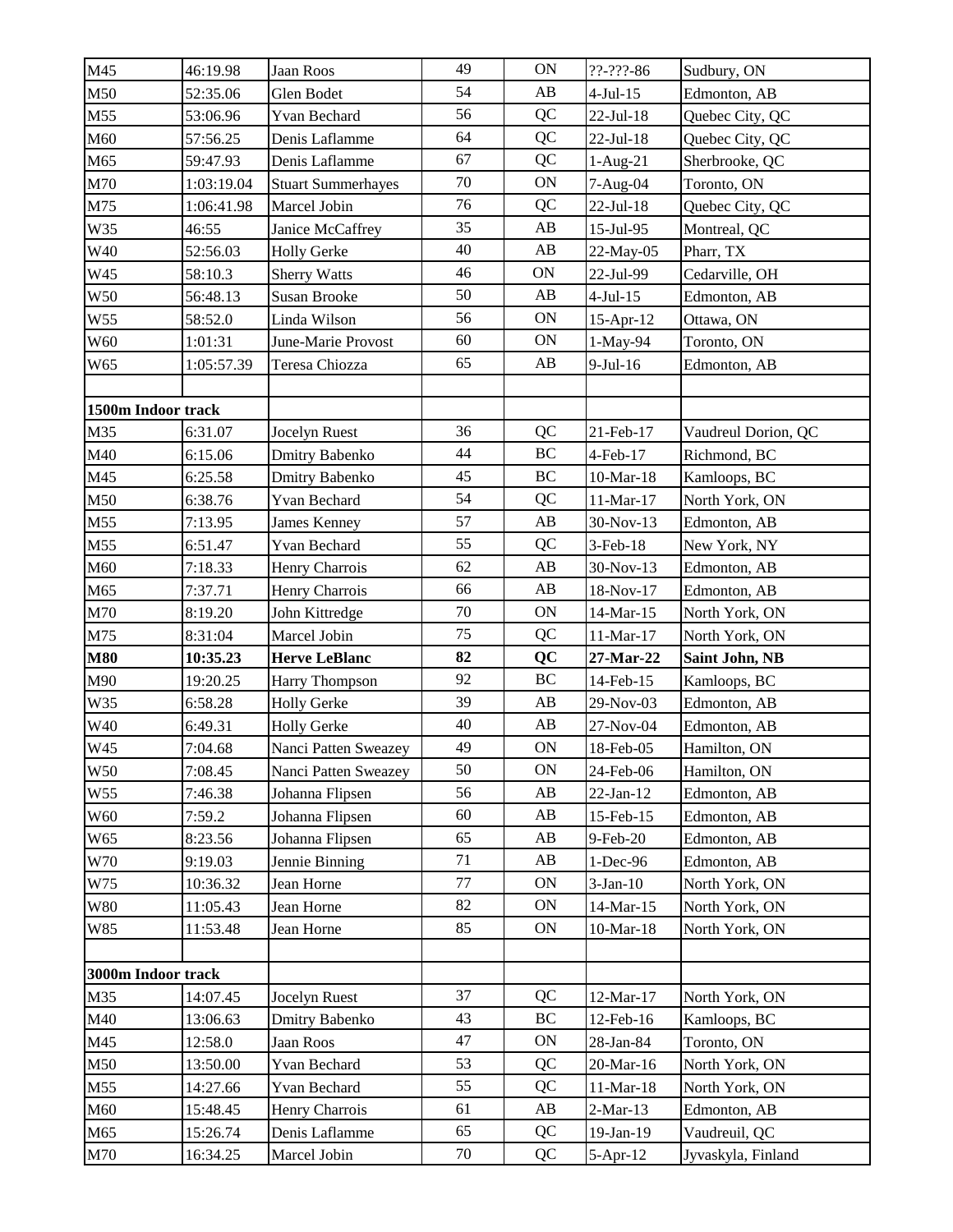| | | | | | | |
|---|---|---|---|---|---|---|
| M45 | 46:19.98 | Jaan Roos | 49 | ON | ??-???-86 | Sudbury, ON |
| M50 | 52:35.06 | Glen Bodet | 54 | AB | 4-Jul-15 | Edmonton, AB |
| M55 | 53:06.96 | Yvan Bechard | 56 | QC | 22-Jul-18 | Quebec City, QC |
| M60 | 57:56.25 | Denis Laflamme | 64 | QC | 22-Jul-18 | Quebec City, QC |
| M65 | 59:47.93 | Denis Laflamme | 67 | QC | 1-Aug-21 | Sherbrooke, QC |
| M70 | 1:03:19.04 | Stuart Summerhayes | 70 | ON | 7-Aug-04 | Toronto, ON |
| M75 | 1:06:41.98 | Marcel Jobin | 76 | QC | 22-Jul-18 | Quebec City, QC |
| W35 | 46:55 | Janice McCaffrey | 35 | AB | 15-Jul-95 | Montreal, QC |
| W40 | 52:56.03 | Holly Gerke | 40 | AB | 22-May-05 | Pharr, TX |
| W45 | 58:10.3 | Sherry Watts | 46 | ON | 22-Jul-99 | Cedarville, OH |
| W50 | 56:48.13 | Susan Brooke | 50 | AB | 4-Jul-15 | Edmonton, AB |
| W55 | 58:52.0 | Linda Wilson | 56 | ON | 15-Apr-12 | Ottawa, ON |
| W60 | 1:01:31 | June-Marie Provost | 60 | ON | 1-May-94 | Toronto, ON |
| W65 | 1:05:57.39 | Teresa Chiozza | 65 | AB | 9-Jul-16 | Edmonton, AB |
| | | | | | | |
| **1500m Indoor track** | | | | | | |
| M35 | 6:31.07 | Jocelyn Ruest | 36 | QC | 21-Feb-17 | Vaudreul Dorion, QC |
| M40 | 6:15.06 | Dmitry Babenko | 44 | BC | 4-Feb-17 | Richmond, BC |
| M45 | 6:25.58 | Dmitry Babenko | 45 | BC | 10-Mar-18 | Kamloops, BC |
| M50 | 6:38.76 | Yvan Bechard | 54 | QC | 11-Mar-17 | North York, ON |
| M55 | 7:13.95 | James Kenney | 57 | AB | 30-Nov-13 | Edmonton, AB |
| M55 | 6:51.47 | Yvan Bechard | 55 | QC | 3-Feb-18 | New York, NY |
| M60 | 7:18.33 | Henry Charrois | 62 | AB | 30-Nov-13 | Edmonton, AB |
| M65 | 7:37.71 | Henry Charrois | 66 | AB | 18-Nov-17 | Edmonton, AB |
| M70 | 8:19.20 | John Kittredge | 70 | ON | 14-Mar-15 | North York, ON |
| M75 | 8:31:04 | Marcel Jobin | 75 | QC | 11-Mar-17 | North York, ON |
| **M80** | **10:35.23** | **Herve LeBlanc** | **82** | **QC** | **27-Mar-22** | **Saint John, NB** |
| M90 | 19:20.25 | Harry Thompson | 92 | BC | 14-Feb-15 | Kamloops, BC |
| W35 | 6:58.28 | Holly Gerke | 39 | AB | 29-Nov-03 | Edmonton, AB |
| W40 | 6:49.31 | Holly Gerke | 40 | AB | 27-Nov-04 | Edmonton, AB |
| W45 | 7:04.68 | Nanci Patten Sweazey | 49 | ON | 18-Feb-05 | Hamilton, ON |
| W50 | 7:08.45 | Nanci Patten Sweazey | 50 | ON | 24-Feb-06 | Hamilton, ON |
| W55 | 7:46.38 | Johanna Flipsen | 56 | AB | 22-Jan-12 | Edmonton, AB |
| W60 | 7:59.2 | Johanna Flipsen | 60 | AB | 15-Feb-15 | Edmonton, AB |
| W65 | 8:23.56 | Johanna Flipsen | 65 | AB | 9-Feb-20 | Edmonton, AB |
| W70 | 9:19.03 | Jennie Binning | 71 | AB | 1-Dec-96 | Edmonton, AB |
| W75 | 10:36.32 | Jean Horne | 77 | ON | 3-Jan-10 | North York, ON |
| W80 | 11:05.43 | Jean Horne | 82 | ON | 14-Mar-15 | North York, ON |
| W85 | 11:53.48 | Jean Horne | 85 | ON | 10-Mar-18 | North York, ON |
| | | | | | | |
| **3000m Indoor track** | | | | | | |
| M35 | 14:07.45 | Jocelyn Ruest | 37 | QC | 12-Mar-17 | North York, ON |
| M40 | 13:06.63 | Dmitry Babenko | 43 | BC | 12-Feb-16 | Kamloops, BC |
| M45 | 12:58.0 | Jaan Roos | 47 | ON | 28-Jan-84 | Toronto, ON |
| M50 | 13:50.00 | Yvan Bechard | 53 | QC | 20-Mar-16 | North York, ON |
| M55 | 14:27.66 | Yvan Bechard | 55 | QC | 11-Mar-18 | North York, ON |
| M60 | 15:48.45 | Henry Charrois | 61 | AB | 2-Mar-13 | Edmonton, AB |
| M65 | 15:26.74 | Denis Laflamme | 65 | QC | 19-Jan-19 | Vaudreuil, QC |
| M70 | 16:34.25 | Marcel Jobin | 70 | QC | 5-Apr-12 | Jyvaskyla, Finland |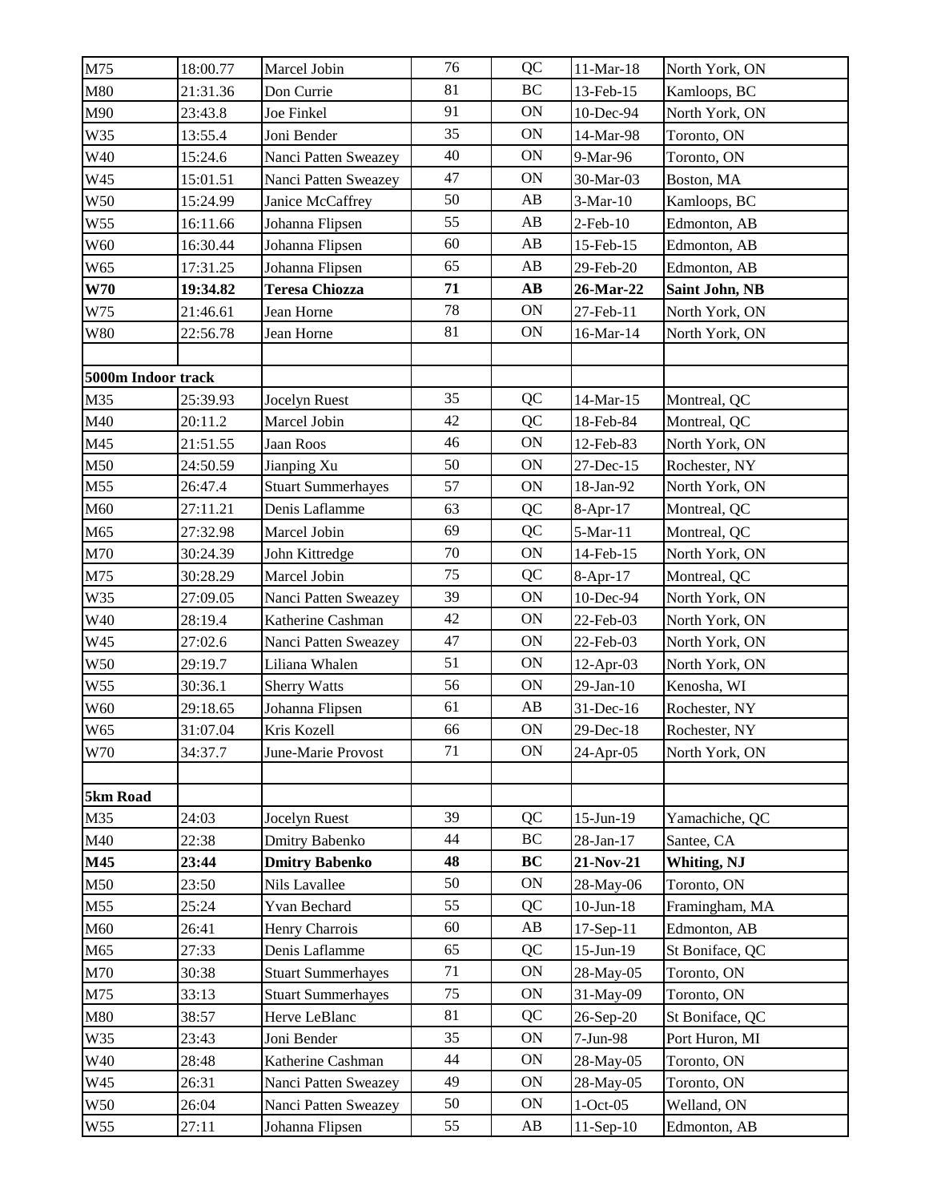| | | | | | | |
|---|---|---|---|---|---|---|
| M75 | 18:00.77 | Marcel Jobin | 76 | QC | 11-Mar-18 | North York, ON |
| M80 | 21:31.36 | Don Currie | 81 | BC | 13-Feb-15 | Kamloops, BC |
| M90 | 23:43.8 | Joe Finkel | 91 | ON | 10-Dec-94 | North York, ON |
| W35 | 13:55.4 | Joni Bender | 35 | ON | 14-Mar-98 | Toronto, ON |
| W40 | 15:24.6 | Nanci Patten Sweazey | 40 | ON | 9-Mar-96 | Toronto, ON |
| W45 | 15:01.51 | Nanci Patten Sweazey | 47 | ON | 30-Mar-03 | Boston, MA |
| W50 | 15:24.99 | Janice McCaffrey | 50 | AB | 3-Mar-10 | Kamloops, BC |
| W55 | 16:11.66 | Johanna Flipsen | 55 | AB | 2-Feb-10 | Edmonton, AB |
| W60 | 16:30.44 | Johanna Flipsen | 60 | AB | 15-Feb-15 | Edmonton, AB |
| W65 | 17:31.25 | Johanna Flipsen | 65 | AB | 29-Feb-20 | Edmonton, AB |
| **W70** | **19:34.82** | **Teresa Chiozza** | **71** | **AB** | **26-Mar-22** | **Saint John, NB** |
| W75 | 21:46.61 | Jean Horne | 78 | ON | 27-Feb-11 | North York, ON |
| W80 | 22:56.78 | Jean Horne | 81 | ON | 16-Mar-14 | North York, ON |
| | | | | | | |
| **5000m Indoor track** | | | | | | |
| M35 | 25:39.93 | Jocelyn Ruest | 35 | QC | 14-Mar-15 | Montreal, QC |
| M40 | 20:11.2 | Marcel Jobin | 42 | QC | 18-Feb-84 | Montreal, QC |
| M45 | 21:51.55 | Jaan Roos | 46 | ON | 12-Feb-83 | North York, ON |
| M50 | 24:50.59 | Jianping Xu | 50 | ON | 27-Dec-15 | Rochester, NY |
| M55 | 26:47.4 | Stuart Summerhayes | 57 | ON | 18-Jan-92 | North York, ON |
| M60 | 27:11.21 | Denis Laflamme | 63 | QC | 8-Apr-17 | Montreal, QC |
| M65 | 27:32.98 | Marcel Jobin | 69 | QC | 5-Mar-11 | Montreal, QC |
| M70 | 30:24.39 | John Kittredge | 70 | ON | 14-Feb-15 | North York, ON |
| M75 | 30:28.29 | Marcel Jobin | 75 | QC | 8-Apr-17 | Montreal, QC |
| W35 | 27:09.05 | Nanci Patten Sweazey | 39 | ON | 10-Dec-94 | North York, ON |
| W40 | 28:19.4 | Katherine Cashman | 42 | ON | 22-Feb-03 | North York, ON |
| W45 | 27:02.6 | Nanci Patten Sweazey | 47 | ON | 22-Feb-03 | North York, ON |
| W50 | 29:19.7 | Liliana Whalen | 51 | ON | 12-Apr-03 | North York, ON |
| W55 | 30:36.1 | Sherry Watts | 56 | ON | 29-Jan-10 | Kenosha, WI |
| W60 | 29:18.65 | Johanna Flipsen | 61 | AB | 31-Dec-16 | Rochester, NY |
| W65 | 31:07.04 | Kris Kozell | 66 | ON | 29-Dec-18 | Rochester, NY |
| W70 | 34:37.7 | June-Marie Provost | 71 | ON | 24-Apr-05 | North York, ON |
| | | | | | | |
| **5km Road** | | | | | | |
| M35 | 24:03 | Jocelyn Ruest | 39 | QC | 15-Jun-19 | Yamachiche, QC |
| M40 | 22:38 | Dmitry Babenko | 44 | BC | 28-Jan-17 | Santee, CA |
| **M45** | **23:44** | **Dmitry Babenko** | **48** | **BC** | **21-Nov-21** | **Whiting, NJ** |
| M50 | 23:50 | Nils Lavallee | 50 | ON | 28-May-06 | Toronto, ON |
| M55 | 25:24 | Yvan Bechard | 55 | QC | 10-Jun-18 | Framingham, MA |
| M60 | 26:41 | Henry Charrois | 60 | AB | 17-Sep-11 | Edmonton, AB |
| M65 | 27:33 | Denis Laflamme | 65 | QC | 15-Jun-19 | St Boniface, QC |
| M70 | 30:38 | Stuart Summerhayes | 71 | ON | 28-May-05 | Toronto, ON |
| M75 | 33:13 | Stuart Summerhayes | 75 | ON | 31-May-09 | Toronto, ON |
| M80 | 38:57 | Herve LeBlanc | 81 | QC | 26-Sep-20 | St Boniface, QC |
| W35 | 23:43 | Joni Bender | 35 | ON | 7-Jun-98 | Port Huron, MI |
| W40 | 28:48 | Katherine Cashman | 44 | ON | 28-May-05 | Toronto, ON |
| W45 | 26:31 | Nanci Patten Sweazey | 49 | ON | 28-May-05 | Toronto, ON |
| W50 | 26:04 | Nanci Patten Sweazey | 50 | ON | 1-Oct-05 | Welland, ON |
| W55 | 27:11 | Johanna Flipsen | 55 | AB | 11-Sep-10 | Edmonton, AB |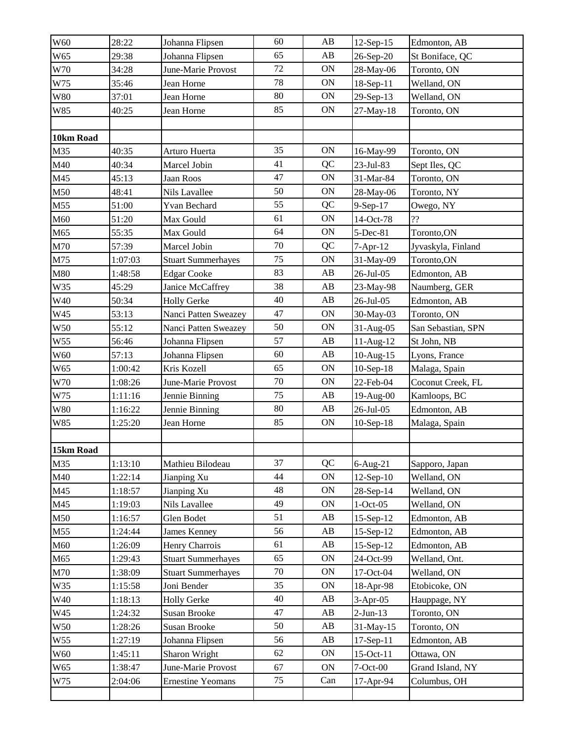| | | | | | | |
|---|---|---|---|---|---|---|
| W60 | 28:22 | Johanna Flipsen | 60 | AB | 12-Sep-15 | Edmonton, AB |
| W65 | 29:38 | Johanna Flipsen | 65 | AB | 26-Sep-20 | St Boniface, QC |
| W70 | 34:28 | June-Marie Provost | 72 | ON | 28-May-06 | Toronto, ON |
| W75 | 35:46 | Jean Horne | 78 | ON | 18-Sep-11 | Welland, ON |
| W80 | 37:01 | Jean Horne | 80 | ON | 29-Sep-13 | Welland, ON |
| W85 | 40:25 | Jean Horne | 85 | ON | 27-May-18 | Toronto, ON |
| | | | | | | |
| **10km Road** | | | | | | |
| M35 | 40:35 | Arturo Huerta | 35 | ON | 16-May-99 | Toronto, ON |
| M40 | 40:34 | Marcel Jobin | 41 | QC | 23-Jul-83 | Sept Iles, QC |
| M45 | 45:13 | Jaan Roos | 47 | ON | 31-Mar-84 | Toronto, ON |
| M50 | 48:41 | Nils Lavallee | 50 | ON | 28-May-06 | Toronto, NY |
| M55 | 51:00 | Yvan Bechard | 55 | QC | 9-Sep-17 | Owego, NY |
| M60 | 51:20 | Max Gould | 61 | ON | 14-Oct-78 | ?? |
| M65 | 55:35 | Max Gould | 64 | ON | 5-Dec-81 | Toronto,ON |
| M70 | 57:39 | Marcel Jobin | 70 | QC | 7-Apr-12 | Jyvaskyla, Finland |
| M75 | 1:07:03 | Stuart Summerhayes | 75 | ON | 31-May-09 | Toronto,ON |
| M80 | 1:48:58 | Edgar Cooke | 83 | AB | 26-Jul-05 | Edmonton, AB |
| W35 | 45:29 | Janice McCaffrey | 38 | AB | 23-May-98 | Naumberg, GER |
| W40 | 50:34 | Holly Gerke | 40 | AB | 26-Jul-05 | Edmonton, AB |
| W45 | 53:13 | Nanci Patten Sweazey | 47 | ON | 30-May-03 | Toronto, ON |
| W50 | 55:12 | Nanci Patten Sweazey | 50 | ON | 31-Aug-05 | San Sebastian, SPN |
| W55 | 56:46 | Johanna Flipsen | 57 | AB | 11-Aug-12 | St John, NB |
| W60 | 57:13 | Johanna Flipsen | 60 | AB | 10-Aug-15 | Lyons, France |
| W65 | 1:00:42 | Kris Kozell | 65 | ON | 10-Sep-18 | Malaga, Spain |
| W70 | 1:08:26 | June-Marie Provost | 70 | ON | 22-Feb-04 | Coconut Creek, FL |
| W75 | 1:11:16 | Jennie Binning | 75 | AB | 19-Aug-00 | Kamloops, BC |
| W80 | 1:16:22 | Jennie Binning | 80 | AB | 26-Jul-05 | Edmonton, AB |
| W85 | 1:25:20 | Jean Horne | 85 | ON | 10-Sep-18 | Malaga, Spain |
| | | | | | | |
| **15km Road** | | | | | | |
| M35 | 1:13:10 | Mathieu Bilodeau | 37 | QC | 6-Aug-21 | Sapporo, Japan |
| M40 | 1:22:14 | Jianping Xu | 44 | ON | 12-Sep-10 | Welland, ON |
| M45 | 1:18:57 | Jianping Xu | 48 | ON | 28-Sep-14 | Welland, ON |
| M45 | 1:19:03 | Nils Lavallee | 49 | ON | 1-Oct-05 | Welland, ON |
| M50 | 1:16:57 | Glen Bodet | 51 | AB | 15-Sep-12 | Edmonton, AB |
| M55 | 1:24:44 | James Kenney | 56 | AB | 15-Sep-12 | Edmonton, AB |
| M60 | 1:26:09 | Henry Charrois | 61 | AB | 15-Sep-12 | Edmonton, AB |
| M65 | 1:29:43 | Stuart Summerhayes | 65 | ON | 24-Oct-99 | Welland, Ont. |
| M70 | 1:38:09 | Stuart Summerhayes | 70 | ON | 17-Oct-04 | Welland, ON |
| W35 | 1:15:58 | Joni Bender | 35 | ON | 18-Apr-98 | Etobicoke, ON |
| W40 | 1:18:13 | Holly Gerke | 40 | AB | 3-Apr-05 | Hauppage, NY |
| W45 | 1:24:32 | Susan Brooke | 47 | AB | 2-Jun-13 | Toronto, ON |
| W50 | 1:28:26 | Susan Brooke | 50 | AB | 31-May-15 | Toronto, ON |
| W55 | 1:27:19 | Johanna Flipsen | 56 | AB | 17-Sep-11 | Edmonton, AB |
| W60 | 1:45:11 | Sharon Wright | 62 | ON | 15-Oct-11 | Ottawa, ON |
| W65 | 1:38:47 | June-Marie Provost | 67 | ON | 7-Oct-00 | Grand Island, NY |
| W75 | 2:04:06 | Ernestine Yeomans | 75 | Can | 17-Apr-94 | Columbus, OH |
| | | | | | | |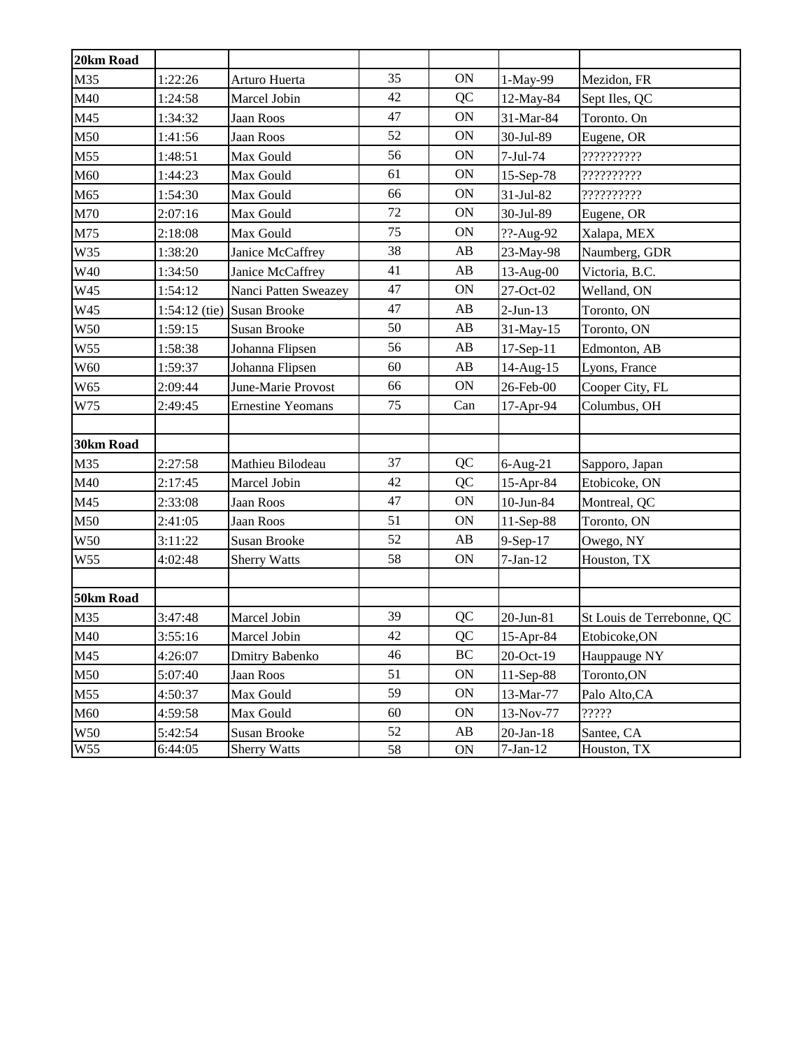| | | | | | | |
|---|---|---|---|---|---|---|
| **20km Road** | | | | | | |
| M35 | 1:22:26 | Arturo Huerta | 35 | ON | 1-May-99 | Mezidon, FR |
| M40 | 1:24:58 | Marcel Jobin | 42 | QC | 12-May-84 | Sept Iles, QC |
| M45 | 1:34:32 | Jaan Roos | 47 | ON | 31-Mar-84 | Toronto. On |
| M50 | 1:41:56 | Jaan Roos | 52 | ON | 30-Jul-89 | Eugene, OR |
| M55 | 1:48:51 | Max Gould | 56 | ON | 7-Jul-74 | ?????????? |
| M60 | 1:44:23 | Max Gould | 61 | ON | 15-Sep-78 | ?????????? |
| M65 | 1:54:30 | Max Gould | 66 | ON | 31-Jul-82 | ?????????? |
| M70 | 2:07:16 | Max Gould | 72 | ON | 30-Jul-89 | Eugene, OR |
| M75 | 2:18:08 | Max Gould | 75 | ON | ??-Aug-92 | Xalapa, MEX |
| W35 | 1:38:20 | Janice McCaffrey | 38 | AB | 23-May-98 | Naumberg, GDR |
| W40 | 1:34:50 | Janice McCaffrey | 41 | AB | 13-Aug-00 | Victoria, B.C. |
| W45 | 1:54:12 | Nanci Patten Sweazey | 47 | ON | 27-Oct-02 | Welland, ON |
| W45 | 1:54:12 (tie) | Susan Brooke | 47 | AB | 2-Jun-13 | Toronto, ON |
| W50 | 1:59:15 | Susan Brooke | 50 | AB | 31-May-15 | Toronto, ON |
| W55 | 1:58:38 | Johanna Flipsen | 56 | AB | 17-Sep-11 | Edmonton, AB |
| W60 | 1:59:37 | Johanna Flipsen | 60 | AB | 14-Aug-15 | Lyons, France |
| W65 | 2:09:44 | June-Marie Provost | 66 | ON | 26-Feb-00 | Cooper City, FL |
| W75 | 2:49:45 | Ernestine Yeomans | 75 | Can | 17-Apr-94 | Columbus, OH |
| | | | | | | |
| **30km Road** | | | | | | |
| M35 | 2:27:58 | Mathieu Bilodeau | 37 | QC | 6-Aug-21 | Sapporo, Japan |
| M40 | 2:17:45 | Marcel Jobin | 42 | QC | 15-Apr-84 | Etobicoke, ON |
| M45 | 2:33:08 | Jaan Roos | 47 | ON | 10-Jun-84 | Montreal, QC |
| M50 | 2:41:05 | Jaan Roos | 51 | ON | 11-Sep-88 | Toronto, ON |
| W50 | 3:11:22 | Susan Brooke | 52 | AB | 9-Sep-17 | Owego, NY |
| W55 | 4:02:48 | Sherry Watts | 58 | ON | 7-Jan-12 | Houston, TX |
| | | | | | | |
| **50km Road** | | | | | | |
| M35 | 3:47:48 | Marcel Jobin | 39 | QC | 20-Jun-81 | St Louis de Terrebonne, QC |
| M40 | 3:55:16 | Marcel Jobin | 42 | QC | 15-Apr-84 | Etobicoke,ON |
| M45 | 4:26:07 | Dmitry Babenko | 46 | BC | 20-Oct-19 | Hauppauge NY |
| M50 | 5:07:40 | Jaan Roos | 51 | ON | 11-Sep-88 | Toronto,ON |
| M55 | 4:50:37 | Max Gould | 59 | ON | 13-Mar-77 | Palo Alto,CA |
| M60 | 4:59:58 | Max Gould | 60 | ON | 13-Nov-77 | ????? |
| W50 | 5:42:54 | Susan Brooke | 52 | AB | 20-Jan-18 | Santee, CA |
| W55 | 6:44:05 | Sherry Watts | 58 | ON | 7-Jan-12 | Houston, TX |